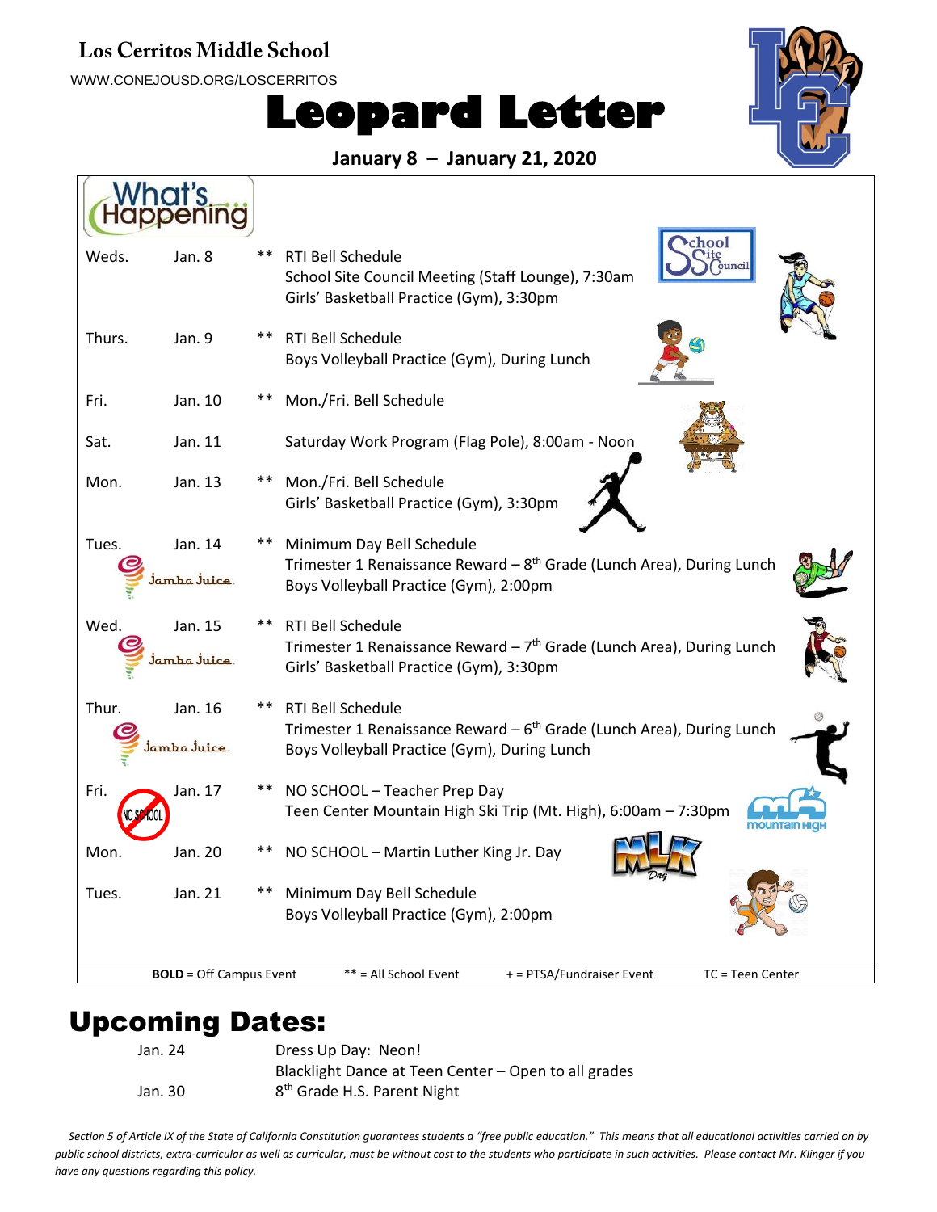# Los Cerritos Middle School

WWW.CONEJOUSD.ORG/LOSCERRITOS

# Leopard Letter

**January 8 – January 21, 2020**

## What's Happening

| Day | Date | | Events |
|---|---|---|---|
| Weds. | Jan. 8 | ** | RTI Bell Schedule<br>School Site Council Meeting (Staff Lounge), 7:30am<br>Girls' Basketball Practice (Gym), 3:30pm |
| Thurs. | Jan. 9 | ** | RTI Bell Schedule<br>Boys Volleyball Practice (Gym), During Lunch |
| Fri. | Jan. 10 | ** | Mon./Fri. Bell Schedule |
| Sat. | Jan. 11 | | Saturday Work Program (Flag Pole), 8:00am - Noon |
| Mon. | Jan. 13 | ** | Mon./Fri. Bell Schedule<br>Girls' Basketball Practice (Gym), 3:30pm |
| Tues. | Jan. 14 | ** | Minimum Day Bell Schedule<br>Trimester 1 Renaissance Reward – 8th Grade (Lunch Area), During Lunch<br>Boys Volleyball Practice (Gym), 2:00pm |
| Wed. | Jan. 15 | ** | RTI Bell Schedule<br>Trimester 1 Renaissance Reward – 7th Grade (Lunch Area), During Lunch<br>Girls' Basketball Practice (Gym), 3:30pm |
| Thur. | Jan. 16 | ** | RTI Bell Schedule<br>Trimester 1 Renaissance Reward – 6th Grade (Lunch Area), During Lunch<br>Boys Volleyball Practice (Gym), During Lunch |
| Fri. | Jan. 17 | ** | NO SCHOOL – Teacher Prep Day<br>Teen Center Mountain High Ski Trip (Mt. High), 6:00am – 7:30pm |
| Mon. | Jan. 20 | ** | NO SCHOOL – Martin Luther King Jr. Day |
| Tues. | Jan. 21 | ** | Minimum Day Bell Schedule<br>Boys Volleyball Practice (Gym), 2:00pm |

**BOLD** = Off Campus Event ** = All School Event + = PTSA/Fundraiser Event TC = Teen Center

# Upcoming Dates:

| | |
|---|---|
| Jan. 24 | Dress Up Day: Neon!<br>Blacklight Dance at Teen Center – Open to all grades |
| Jan. 30 | 8th Grade H.S. Parent Night |

*Section 5 of Article IX of the State of California Constitution guarantees students a "free public education." This means that all educational activities carried on by public school districts, extra-curricular as well as curricular, must be without cost to the students who participate in such activities. Please contact Mr. Klinger if you have any questions regarding this policy.*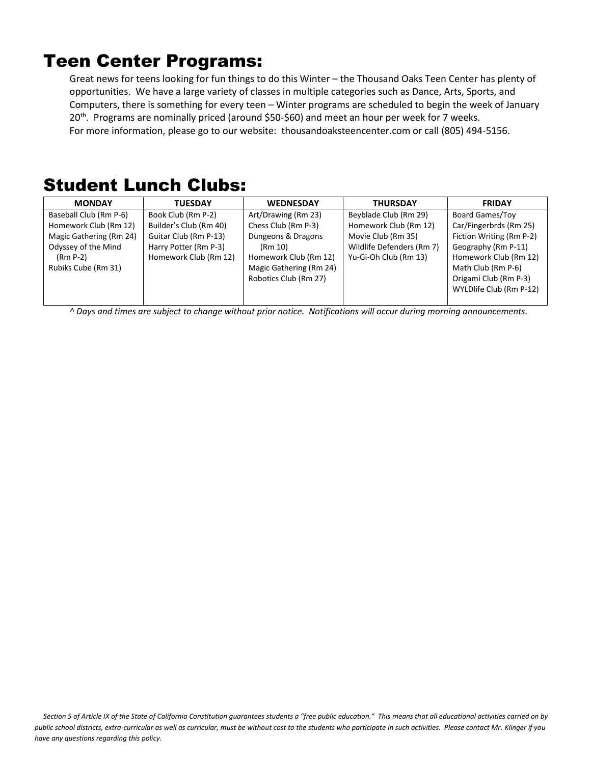## Teen Center Programs:

Great news for teens looking for fun things to do this Winter – the Thousand Oaks Teen Center has plenty of opportunities. We have a large variety of classes in multiple categories such as Dance, Arts, Sports, and Computers, there is something for every teen – Winter programs are scheduled to begin the week of January 20th. Programs are nominally priced (around $50-$60) and meet an hour per week for 7 weeks.
For more information, please go to our website: thousandoaksteencenter.com or call (805) 494-5156.

## Student Lunch Clubs:

| MONDAY | TUESDAY | WEDNESDAY | THURSDAY | FRIDAY |
|---|---|---|---|---|
| Baseball Club (Rm P-6)<br>Homework Club (Rm 12)<br>Magic Gathering (Rm 24)<br>Odyssey of the Mind (Rm P-2)<br>Rubiks Cube (Rm 31) | Book Club (Rm P-2)<br>Builder's Club (Rm 40)<br>Guitar Club (Rm P-13)<br>Harry Potter (Rm P-3)<br>Homework Club (Rm 12) | Art/Drawing (Rm 23)<br>Chess Club (Rm P-3)<br>Dungeons & Dragons (Rm 10)<br>Homework Club (Rm 12)<br>Magic Gathering (Rm 24)<br>Robotics Club (Rm 27) | Beyblade Club (Rm 29)<br>Homework Club (Rm 12)<br>Movie Club (Rm 35)<br>Wildlife Defenders (Rm 7)<br>Yu-Gi-Oh Club (Rm 13) | Board Games/Toy Car/Fingerbrds (Rm 25)<br>Fiction Writing (Rm P-2)<br>Geography (Rm P-11)<br>Homework Club (Rm 12)<br>Math Club (Rm P-6)<br>Origami Club (Rm P-3)<br>WYLDlife Club (Rm P-12) |

*^ Days and times are subject to change without prior notice. Notifications will occur during morning announcements.*

*Section 5 of Article IX of the State of California Constitution guarantees students a "free public education." This means that all educational activities carried on by public school districts, extra-curricular as well as curricular, must be without cost to the students who participate in such activities. Please contact Mr. Klinger if you have any questions regarding this policy.*